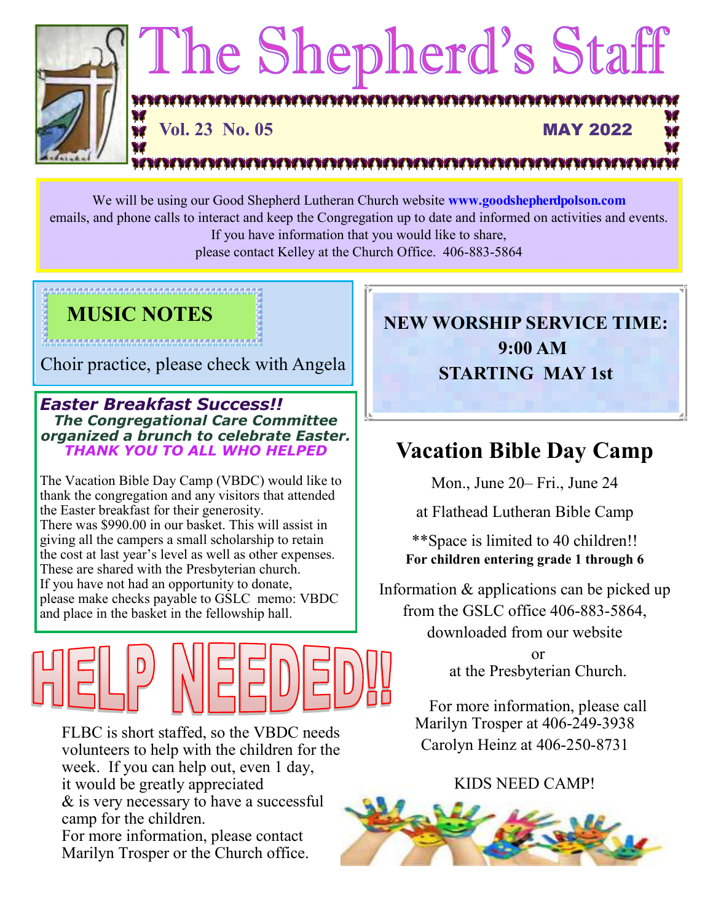# The Shepherd's Staff

**Vol. 23 No. 05** **MAY 2022**

We will be using our Good Shepherd Lutheran Church website **www.goodshepherdpolson.com** emails, and phone calls to interact and keep the Congregation up to date and informed on activities and events. If you have information that you would like to share, please contact Kelley at the Church Office. 406-883-5864

## MUSIC NOTES

Choir practice, please check with Angela

### *Easter Breakfast Success!!*

***The Congregational Care Committee organized a brunch to celebrate Easter.***

***THANK YOU TO ALL WHO HELPED***

The Vacation Bible Day Camp (VBDC) would like to thank the congregation and any visitors that attended the Easter breakfast for their generosity.
There was $990.00 in our basket. This will assist in giving all the campers a small scholarship to retain the cost at last year's level as well as other expenses. These are shared with the Presbyterian church.
If you have not had an opportunity to donate, please make checks payable to GSLC memo: VBDC and place in the basket in the fellowship hall.

## HELP NEEDED!!

FLBC is short staffed, so the VBDC needs volunteers to help with the children for the week. If you can help out, even 1 day, it would be greatly appreciated & is very necessary to have a successful camp for the children.
For more information, please contact Marilyn Trosper or the Church office.

**NEW WORSHIP SERVICE TIME:**
**9:00 AM**
**STARTING MAY 1st**

## Vacation Bible Day Camp

Mon., June 20– Fri., June 24

at Flathead Lutheran Bible Camp

**Space is limited to 40 children!!

**For children entering grade 1 through 6**

Information & applications can be picked up from the GSLC office 406-883-5864, downloaded from our website or at the Presbyterian Church.

For more information, please call
Marilyn Trosper at 406-249-3938
Carolyn Heinz at 406-250-8731

KIDS NEED CAMP!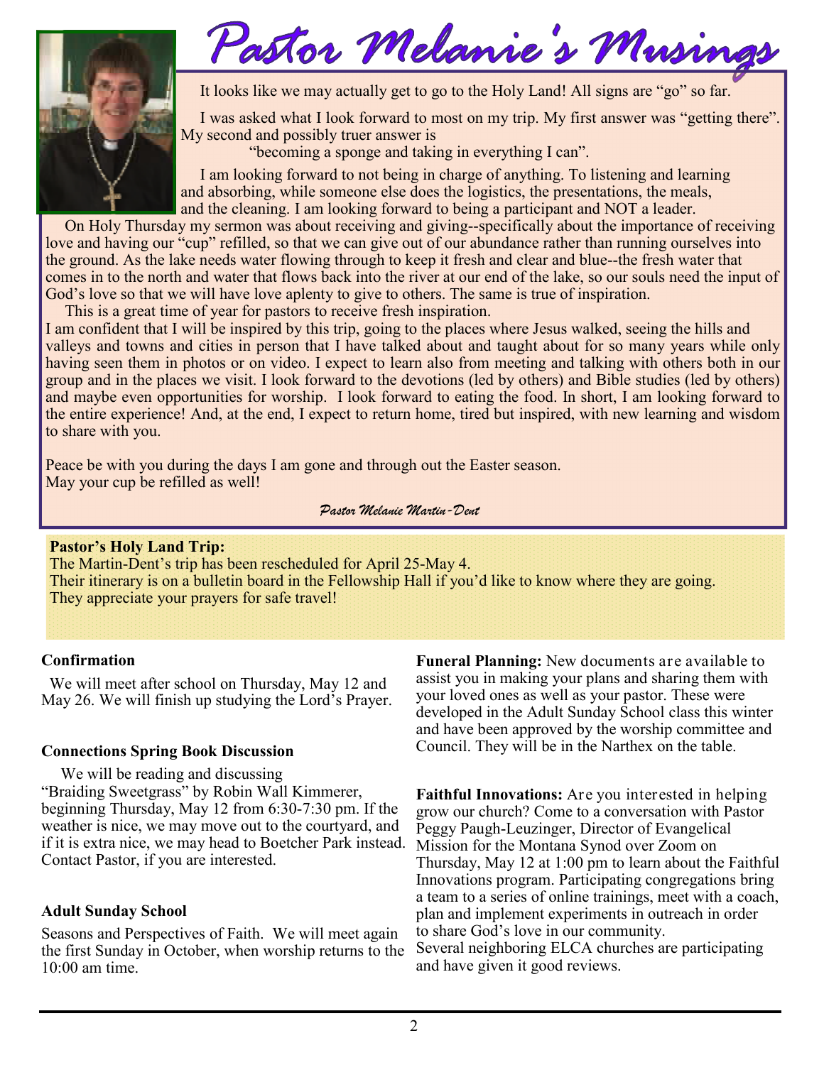# Pastor Melanie's Musings

It looks like we may actually get to go to the Holy Land! All signs are "go" so far.

I was asked what I look forward to most on my trip. My first answer was "getting there". My second and possibly truer answer is

"becoming a sponge and taking in everything I can".

I am looking forward to not being in charge of anything. To listening and learning and absorbing, while someone else does the logistics, the presentations, the meals, and the cleaning. I am looking forward to being a participant and NOT a leader.

On Holy Thursday my sermon was about receiving and giving--specifically about the importance of receiving love and having our "cup" refilled, so that we can give out of our abundance rather than running ourselves into the ground. As the lake needs water flowing through to keep it fresh and clear and blue--the fresh water that comes in to the north and water that flows back into the river at our end of the lake, so our souls need the input of God's love so that we will have love aplenty to give to others. The same is true of inspiration.

This is a great time of year for pastors to receive fresh inspiration.

I am confident that I will be inspired by this trip, going to the places where Jesus walked, seeing the hills and valleys and towns and cities in person that I have talked about and taught about for so many years while only having seen them in photos or on video. I expect to learn also from meeting and talking with others both in our group and in the places we visit. I look forward to the devotions (led by others) and Bible studies (led by others) and maybe even opportunities for worship. I look forward to eating the food. In short, I am looking forward to the entire experience! And, at the end, I expect to return home, tired but inspired, with new learning and wisdom to share with you.

Peace be with you during the days I am gone and through out the Easter season.
May your cup be refilled as well!

*Pastor Melanie Martin-Dent*

**Pastor's Holy Land Trip:**
The Martin-Dent's trip has been rescheduled for April 25-May 4.
Their itinerary is on a bulletin board in the Fellowship Hall if you'd like to know where they are going.
They appreciate your prayers for safe travel!

### Confirmation

We will meet after school on Thursday, May 12 and May 26. We will finish up studying the Lord's Prayer.

### Connections Spring Book Discussion

We will be reading and discussing "Braiding Sweetgrass" by Robin Wall Kimmerer, beginning Thursday, May 12 from 6:30-7:30 pm. If the weather is nice, we may move out to the courtyard, and if it is extra nice, we may head to Boetcher Park instead. Contact Pastor, if you are interested.

### Adult Sunday School

Seasons and Perspectives of Faith. We will meet again the first Sunday in October, when worship returns to the 10:00 am time.

**Funeral Planning:** New documents are available to assist you in making your plans and sharing them with your loved ones as well as your pastor. These were developed in the Adult Sunday School class this winter and have been approved by the worship committee and Council. They will be in the Narthex on the table.

**Faithful Innovations:** Are you interested in helping grow our church? Come to a conversation with Pastor Peggy Paugh-Leuzinger, Director of Evangelical Mission for the Montana Synod over Zoom on Thursday, May 12 at 1:00 pm to learn about the Faithful Innovations program. Participating congregations bring a team to a series of online trainings, meet with a coach, plan and implement experiments in outreach in order to share God's love in our community.
Several neighboring ELCA churches are participating and have given it good reviews.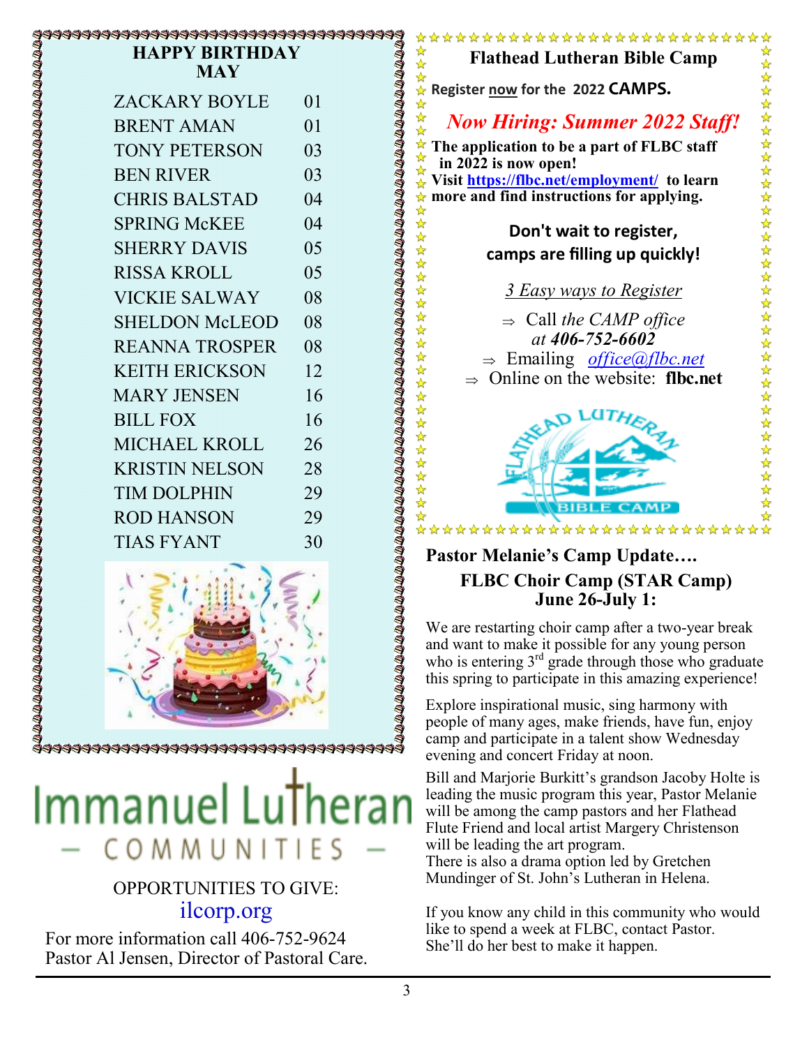## HAPPY BIRTHDAY MAY

| | |
|---|---|
| ZACKARY BOYLE | 01 |
| BRENT AMAN | 01 |
| TONY PETERSON | 03 |
| BEN RIVER | 03 |
| CHRIS BALSTAD | 04 |
| SPRING McKEE | 04 |
| SHERRY DAVIS | 05 |
| RISSA KROLL | 05 |
| VICKIE SALWAY | 08 |
| SHELDON McLEOD | 08 |
| REANNA TROSPER | 08 |
| KEITH ERICKSON | 12 |
| MARY JENSEN | 16 |
| BILL FOX | 16 |
| MICHAEL KROLL | 26 |
| KRISTIN NELSON | 28 |
| TIM DOLPHIN | 29 |
| ROD HANSON | 29 |
| TIAS FYANT | 30 |

# Immanuel Lutheran
— COMMUNITIES —

OPPORTUNITIES TO GIVE:
ilcorp.org

For more information call 406-752-9624
Pastor Al Jensen, Director of Pastoral Care.

## Flathead Lutheran Bible Camp

**Register now for the 2022 CAMPS.**

*Now Hiring: Summer 2022 Staff!*

**The application to be a part of FLBC staff in 2022 is now open!**
**Visit https://flbc.net/employment/ to learn more and find instructions for applying.**

**Don't wait to register, camps are filling up quickly!**

*3 Easy ways to Register*

⇒ Call *the CAMP office at* ***406-752-6602***
⇒ Emailing *office@flbc.net*
⇒ Online on the website: **flbc.net**

FLATHEAD LUTHERAN BIBLE CAMP

## Pastor Melanie's Camp Update….

### FLBC Choir Camp (STAR Camp) June 26-July 1:

We are restarting choir camp after a two-year break and want to make it possible for any young person who is entering 3rd grade through those who graduate this spring to participate in this amazing experience!

Explore inspirational music, sing harmony with people of many ages, make friends, have fun, enjoy camp and participate in a talent show Wednesday evening and concert Friday at noon.

Bill and Marjorie Burkitt's grandson Jacoby Holte is leading the music program this year, Pastor Melanie will be among the camp pastors and her Flathead Flute Friend and local artist Margery Christenson will be leading the art program.
There is also a drama option led by Gretchen Mundinger of St. John's Lutheran in Helena.

If you know any child in this community who would like to spend a week at FLBC, contact Pastor. She'll do her best to make it happen.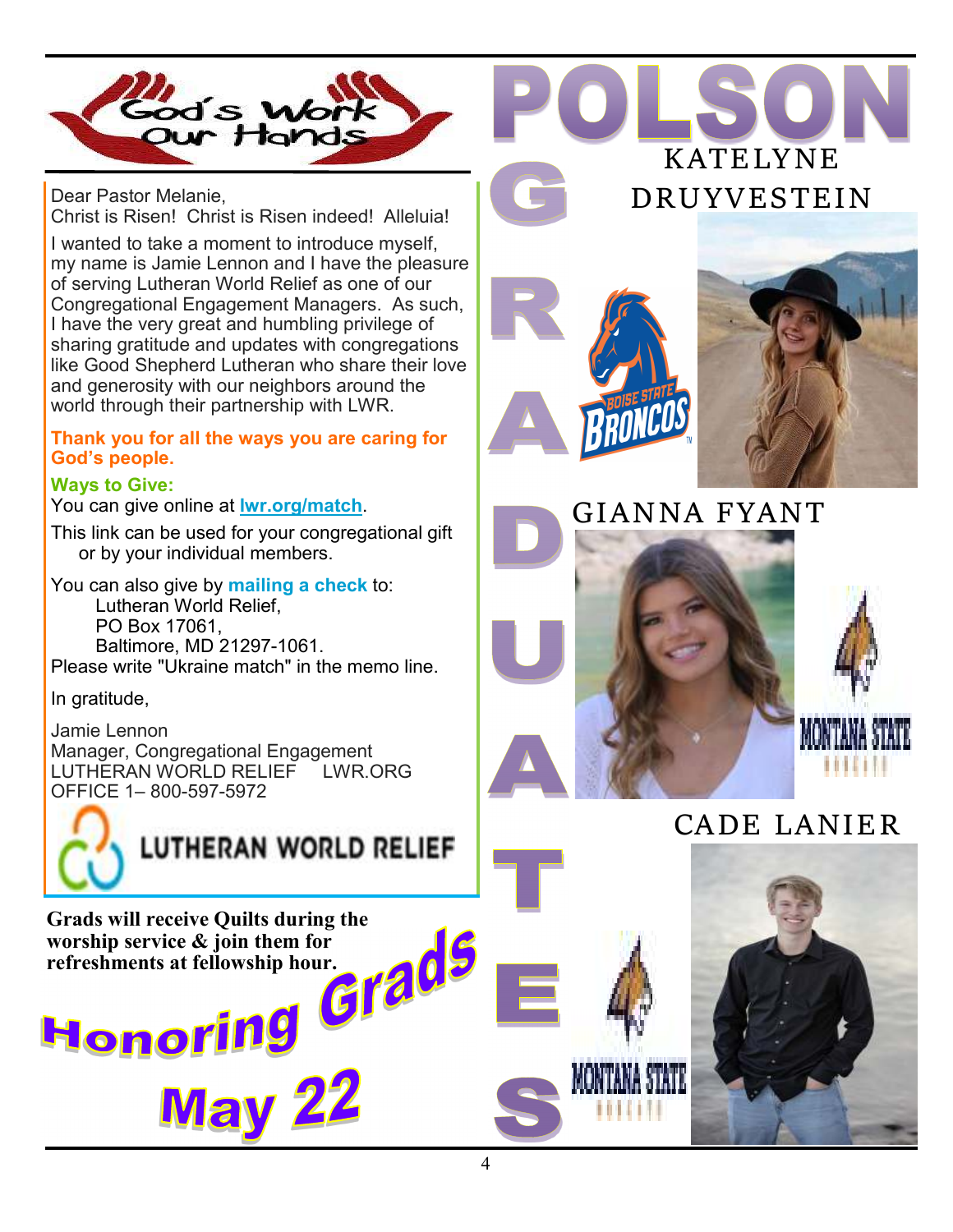## God's Work Our Hands

Dear Pastor Melanie,
Christ is Risen! Christ is Risen indeed! Alleluia!

I wanted to take a moment to introduce myself, my name is Jamie Lennon and I have the pleasure of serving Lutheran World Relief as one of our Congregational Engagement Managers. As such, I have the very great and humbling privilege of sharing gratitude and updates with congregations like Good Shepherd Lutheran who share their love and generosity with our neighbors around the world through their partnership with LWR.

**Thank you for all the ways you are caring for God's people.**

**Ways to Give:**
You can give online at **lwr.org/match**.

This link can be used for your congregational gift or by your individual members.

You can also give by **mailing a check** to:
Lutheran World Relief,
PO Box 17061,
Baltimore, MD 21297-1061.
Please write "Ukraine match" in the memo line.

In gratitude,

Jamie Lennon
Manager, Congregational Engagement
LUTHERAN WORLD RELIEF LWR.ORG
OFFICE 1– 800-597-5972

LUTHERAN WORLD RELIEF

**Grads will receive Quilts during the worship service & join them for refreshments at fellowship hour.**

**Honoring Grads May 22**

# POLSON GRADUATES

## KATELYNE DRUYVESTEIN

Boise State Broncos

## GIANNA FYANT

Montana State

## CADE LANIER

Montana State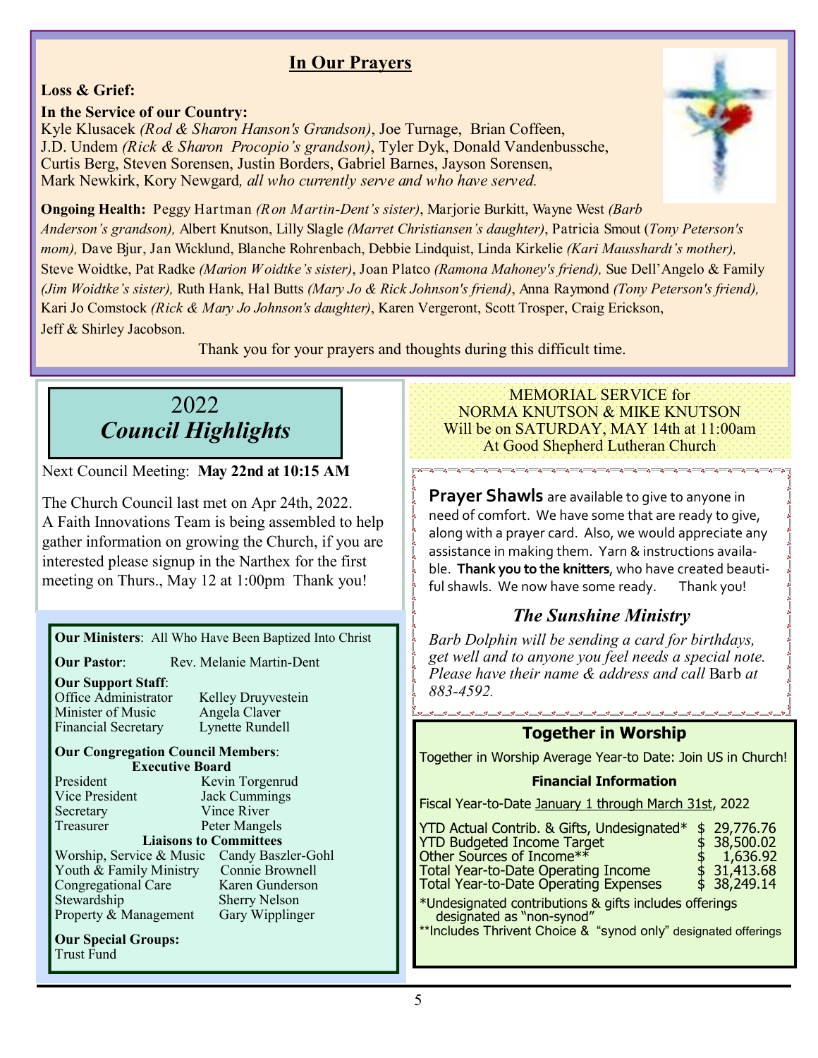## In Our Prayers

**Loss & Grief:**

**In the Service of our Country:**
Kyle Klusacek *(Rod & Sharon Hanson's Grandson)*, Joe Turnage, Brian Coffeen, J.D. Undem *(Rick & Sharon Procopio's grandson)*, Tyler Dyk, Donald Vandenbussche, Curtis Berg, Steven Sorensen, Justin Borders, Gabriel Barnes, Jayson Sorensen, Mark Newkirk, Kory Newgard*, all who currently serve and who have served.*

**Ongoing Health:** Peggy Hartman *(Ron Martin-Dent's sister)*, Marjorie Burkitt, Wayne West *(Barb Anderson's grandson),* Albert Knutson, Lilly Slagle *(Marret Christiansen's daughter)*, Patricia Smout (*Tony Peterson's mom),* Dave Bjur, Jan Wicklund, Blanche Rohrenbach, Debbie Lindquist, Linda Kirkelie *(Kari Mausshardt's mother),* Steve Woidtke, Pat Radke *(Marion Woidtke's sister)*, Joan Platco *(Ramona Mahoney's friend),* Sue Dell'Angelo & Family *(Jim Woidtke's sister),* Ruth Hank, Hal Butts *(Mary Jo & Rick Johnson's friend)*, Anna Raymond *(Tony Peterson's friend),* Kari Jo Comstock *(Rick & Mary Jo Johnson's daughter)*, Karen Vergeront, Scott Trosper, Craig Erickson, Jeff & Shirley Jacobson.

Thank you for your prayers and thoughts during this difficult time.

## 2022 *Council Highlights*

Next Council Meeting: **May 22nd at 10:15 AM**

The Church Council last met on Apr 24th, 2022. A Faith Innovations Team is being assembled to help gather information on growing the Church, if you are interested please signup in the Narthex for the first meeting on Thurs., May 12 at 1:00pm Thank you!

**Our Ministers**: All Who Have Been Baptized Into Christ

**Our Pastor**: Rev. Melanie Martin-Dent

**Our Support Staff**:
Office Administrator — Kelley Druyvestein
Minister of Music — Angela Claver
Financial Secretary — Lynette Rundell

**Our Congregation Council Members**:

**Executive Board**
President — Kevin Torgenrud
Vice President — Jack Cummings
Secretary — Vince River
Treasurer — Peter Mangels

**Liaisons to Committees**
Worship, Service & Music — Candy Baszler-Gohl
Youth & Family Ministry — Connie Brownell
Congregational Care — Karen Gunderson
Stewardship — Sherry Nelson
Property & Management — Gary Wipplinger

**Our Special Groups:**
Trust Fund

MEMORIAL SERVICE for
NORMA KNUTSON & MIKE KNUTSON
Will be on SATURDAY, MAY 14th at 11:00am
At Good Shepherd Lutheran Church

**Prayer Shawls** are available to give to anyone in need of comfort. We have some that are ready to give, along with a prayer card. Also, we would appreciate any assistance in making them. Yarn & instructions available. **Thank you to the knitters**, who have created beautiful shawls. We now have some ready. Thank you!

### *The Sunshine Ministry*

*Barb Dolphin will be sending a card for birthdays, get well and to anyone you feel needs a special note. Please have their name & address and call* Barb *at 883-4592.*

### Together in Worship

Together in Worship Average Year-to Date: Join US in Church!

**Financial Information**

Fiscal Year-to-Date January 1 through March 31st, 2022

| | |
|---|---|
| YTD Actual Contrib. & Gifts, Undesignated* | $ 29,776.76 |
| YTD Budgeted Income Target | $ 38,500.02 |
| Other Sources of Income** | $ 1,636.92 |
| Total Year-to-Date Operating Income | $ 31,413.68 |
| Total Year-to-Date Operating Expenses | $ 38,249.14 |

*Undesignated contributions & gifts includes offerings designated as "non-synod"

**Includes Thrivent Choice & "synod only" designated offerings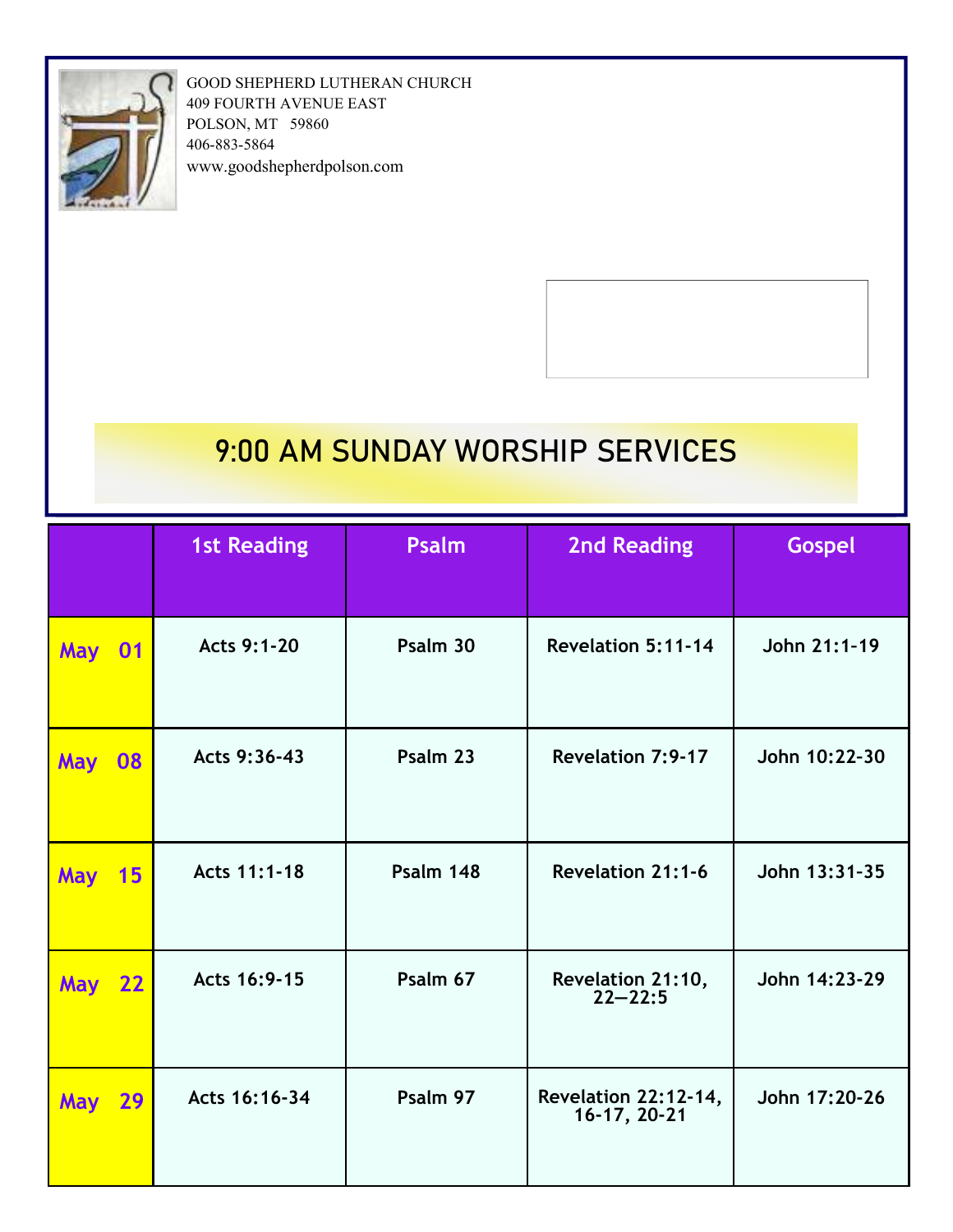GOOD SHEPHERD LUTHERAN CHURCH
409 FOURTH AVENUE EAST
POLSON, MT 59860
406-883-5864
www.goodshepherdpolson.com

## 9:00 AM SUNDAY WORSHIP SERVICES

| | 1st Reading | Psalm | 2nd Reading | Gospel |
|---|---|---|---|---|
| May 01 | Acts 9:1-20 | Psalm 30 | Revelation 5:11-14 | John 21:1-19 |
| May 08 | Acts 9:36-43 | Psalm 23 | Revelation 7:9-17 | John 10:22-30 |
| May 15 | Acts 11:1-18 | Psalm 148 | Revelation 21:1-6 | John 13:31-35 |
| May 22 | Acts 16:9-15 | Psalm 67 | Revelation 21:10, 22—22:5 | John 14:23-29 |
| May 29 | Acts 16:16-34 | Psalm 97 | Revelation 22:12-14, 16-17, 20-21 | John 17:20-26 |